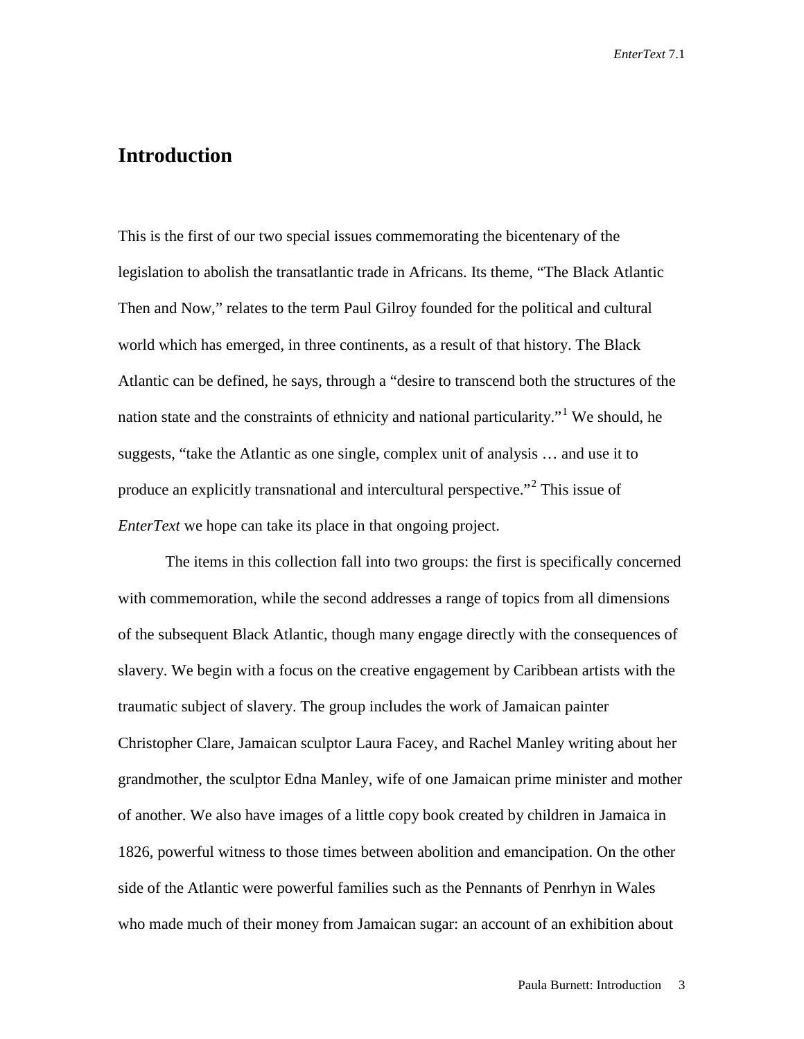# Introduction

This is the first of our two special issues commemorating the bicentenary of the legislation to abolish the transatlantic trade in Africans. Its theme, "The Black Atlantic Then and Now," relates to the term Paul Gilroy founded for the political and cultural world which has emerged, in three continents, as a result of that history. The Black Atlantic can be defined, he says, through a "desire to transcend both the structures of the nation state and the constraints of ethnicity and national particularity."[1] We should, he suggests, "take the Atlantic as one single, complex unit of analysis … and use it to produce an explicitly transnational and intercultural perspective."[2] This issue of *EnterText* we hope can take its place in that ongoing project.

The items in this collection fall into two groups: the first is specifically concerned with commemoration, while the second addresses a range of topics from all dimensions of the subsequent Black Atlantic, though many engage directly with the consequences of slavery. We begin with a focus on the creative engagement by Caribbean artists with the traumatic subject of slavery. The group includes the work of Jamaican painter Christopher Clare, Jamaican sculptor Laura Facey, and Rachel Manley writing about her grandmother, the sculptor Edna Manley, wife of one Jamaican prime minister and mother of another. We also have images of a little copy book created by children in Jamaica in 1826, powerful witness to those times between abolition and emancipation. On the other side of the Atlantic were powerful families such as the Pennants of Penrhyn in Wales who made much of their money from Jamaican sugar: an account of an exhibition about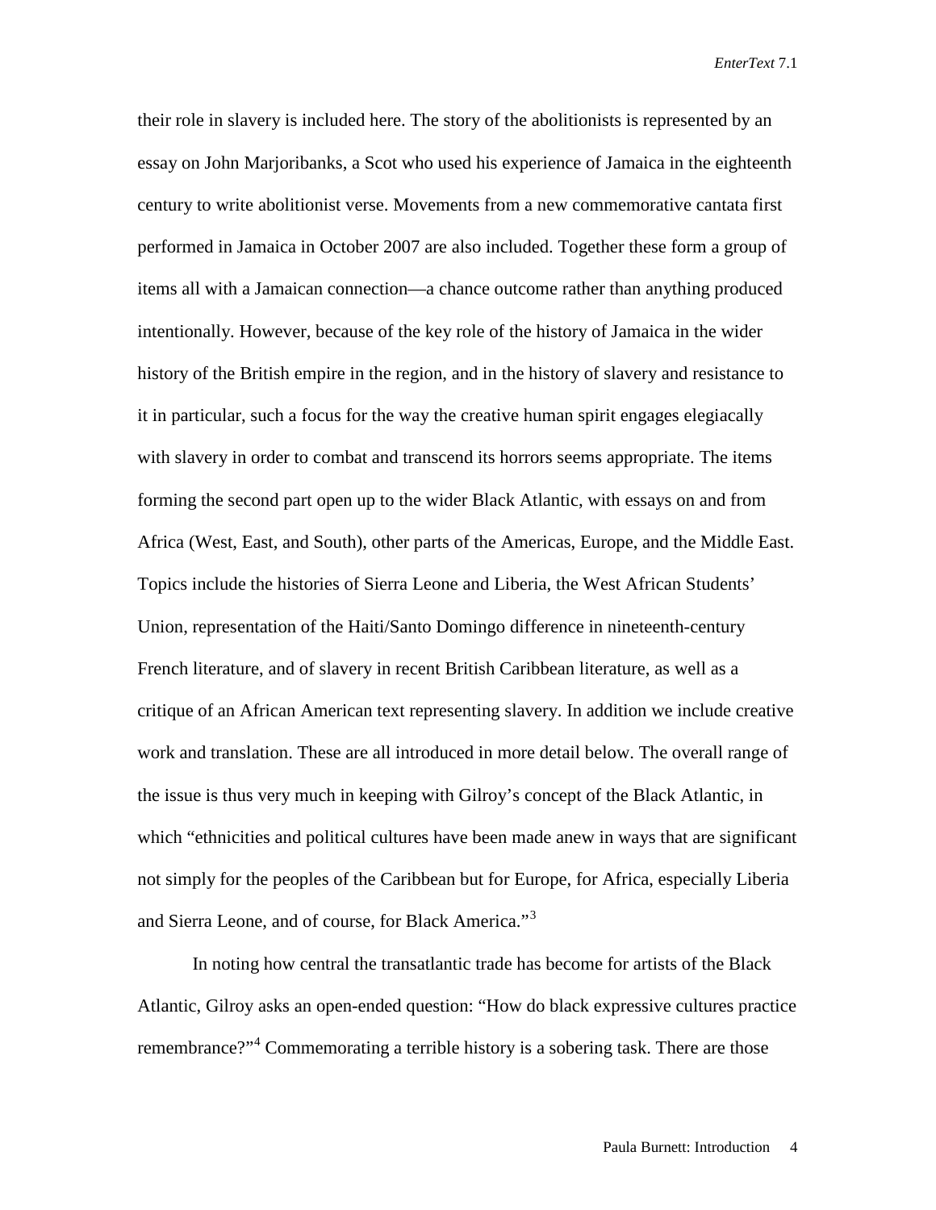their role in slavery is included here. The story of the abolitionists is represented by an essay on John Marjoribanks, a Scot who used his experience of Jamaica in the eighteenth century to write abolitionist verse. Movements from a new commemorative cantata first performed in Jamaica in October 2007 are also included. Together these form a group of items all with a Jamaican connection—a chance outcome rather than anything produced intentionally. However, because of the key role of the history of Jamaica in the wider history of the British empire in the region, and in the history of slavery and resistance to it in particular, such a focus for the way the creative human spirit engages elegiacally with slavery in order to combat and transcend its horrors seems appropriate. The items forming the second part open up to the wider Black Atlantic, with essays on and from Africa (West, East, and South), other parts of the Americas, Europe, and the Middle East. Topics include the histories of Sierra Leone and Liberia, the West African Students' Union, representation of the Haiti/Santo Domingo difference in nineteenth-century French literature, and of slavery in recent British Caribbean literature, as well as a critique of an African American text representing slavery. In addition we include creative work and translation. These are all introduced in more detail below. The overall range of the issue is thus very much in keeping with Gilroy's concept of the Black Atlantic, in which "ethnicities and political cultures have been made anew in ways that are significant not simply for the peoples of the Caribbean but for Europe, for Africa, especially Liberia and Sierra Leone, and of course, for Black America."[3]

In noting how central the transatlantic trade has become for artists of the Black Atlantic, Gilroy asks an open-ended question: "How do black expressive cultures practice remembrance?"[4] Commemorating a terrible history is a sobering task. There are those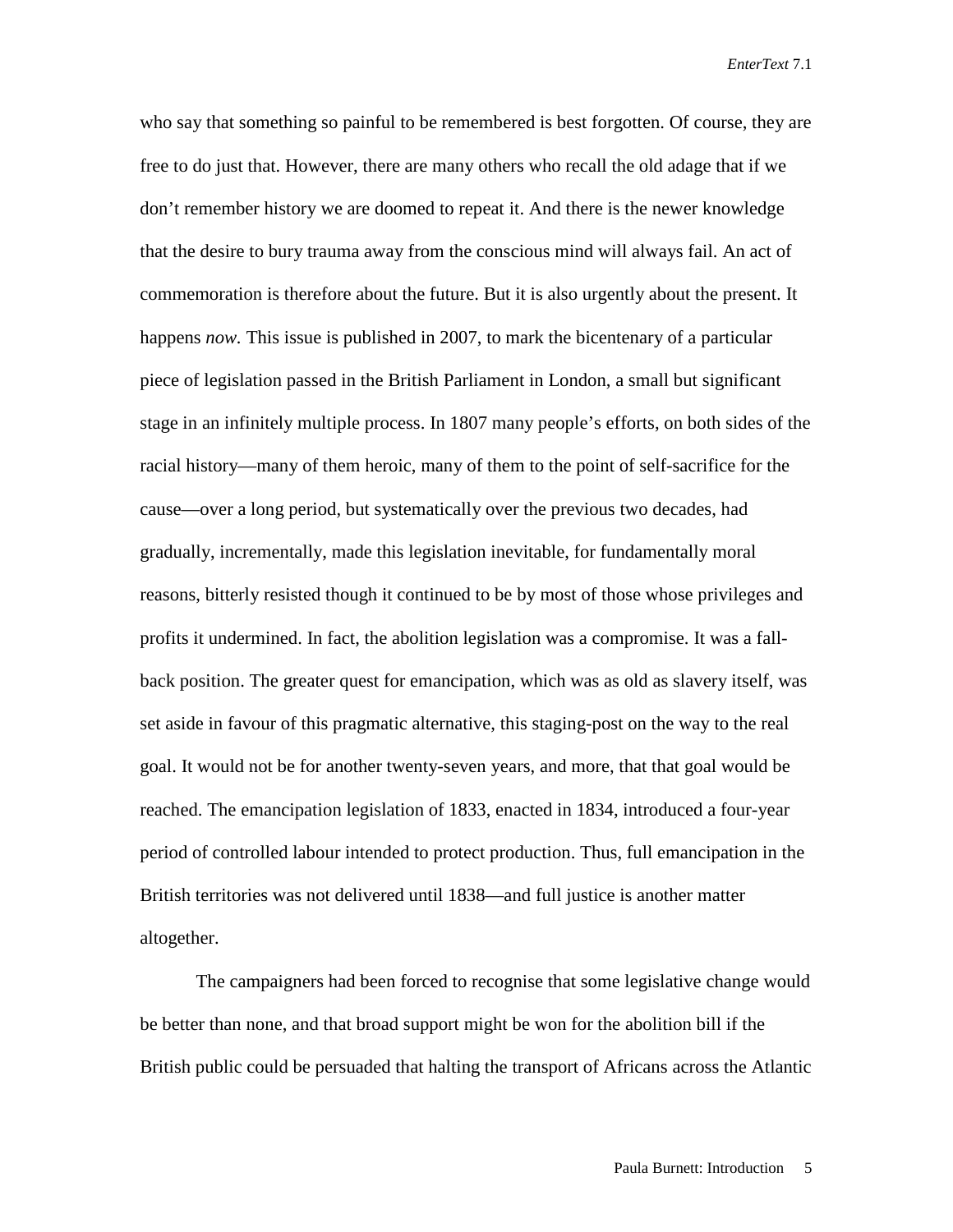who say that something so painful to be remembered is best forgotten. Of course, they are free to do just that. However, there are many others who recall the old adage that if we don't remember history we are doomed to repeat it. And there is the newer knowledge that the desire to bury trauma away from the conscious mind will always fail. An act of commemoration is therefore about the future. But it is also urgently about the present. It happens *now.* This issue is published in 2007, to mark the bicentenary of a particular piece of legislation passed in the British Parliament in London, a small but significant stage in an infinitely multiple process. In 1807 many people's efforts, on both sides of the racial history—many of them heroic, many of them to the point of self-sacrifice for the cause—over a long period, but systematically over the previous two decades, had gradually, incrementally, made this legislation inevitable, for fundamentally moral reasons, bitterly resisted though it continued to be by most of those whose privileges and profits it undermined. In fact, the abolition legislation was a compromise. It was a fall-back position. The greater quest for emancipation, which was as old as slavery itself, was set aside in favour of this pragmatic alternative, this staging-post on the way to the real goal. It would not be for another twenty-seven years, and more, that that goal would be reached. The emancipation legislation of 1833, enacted in 1834, introduced a four-year period of controlled labour intended to protect production. Thus, full emancipation in the British territories was not delivered until 1838—and full justice is another matter altogether.

The campaigners had been forced to recognise that some legislative change would be better than none, and that broad support might be won for the abolition bill if the British public could be persuaded that halting the transport of Africans across the Atlantic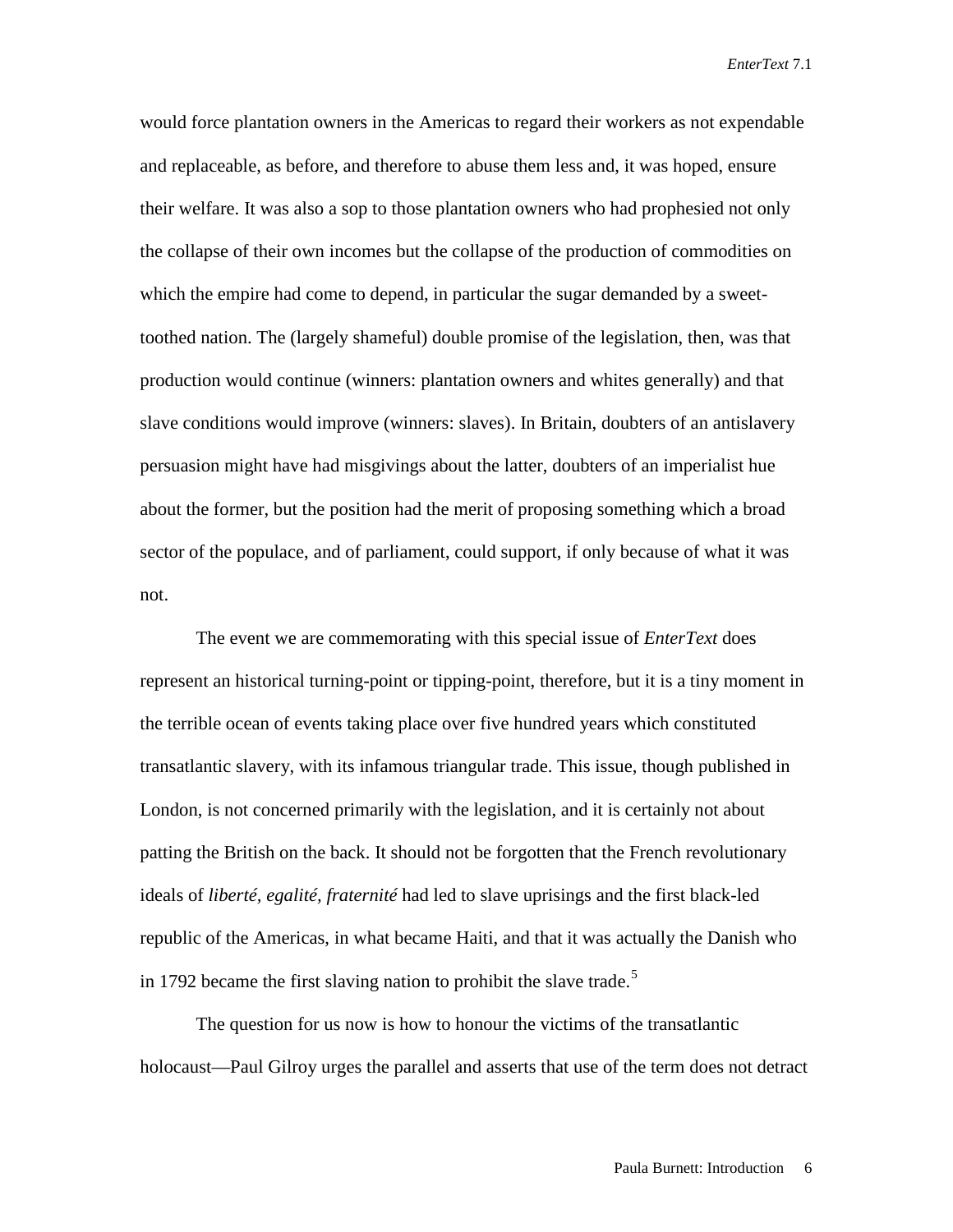would force plantation owners in the Americas to regard their workers as not expendable and replaceable, as before, and therefore to abuse them less and, it was hoped, ensure their welfare. It was also a sop to those plantation owners who had prophesied not only the collapse of their own incomes but the collapse of the production of commodities on which the empire had come to depend, in particular the sugar demanded by a sweet-toothed nation. The (largely shameful) double promise of the legislation, then, was that production would continue (winners: plantation owners and whites generally) and that slave conditions would improve (winners: slaves). In Britain, doubters of an antislavery persuasion might have had misgivings about the latter, doubters of an imperialist hue about the former, but the position had the merit of proposing something which a broad sector of the populace, and of parliament, could support, if only because of what it was not.

The event we are commemorating with this special issue of *EnterText* does represent an historical turning-point or tipping-point, therefore, but it is a tiny moment in the terrible ocean of events taking place over five hundred years which constituted transatlantic slavery, with its infamous triangular trade. This issue, though published in London, is not concerned primarily with the legislation, and it is certainly not about patting the British on the back. It should not be forgotten that the French revolutionary ideals of *liberté, egalité, fraternité* had led to slave uprisings and the first black-led republic of the Americas, in what became Haiti, and that it was actually the Danish who in 1792 became the first slaving nation to prohibit the slave trade.[5]

The question for us now is how to honour the victims of the transatlantic holocaust—Paul Gilroy urges the parallel and asserts that use of the term does not detract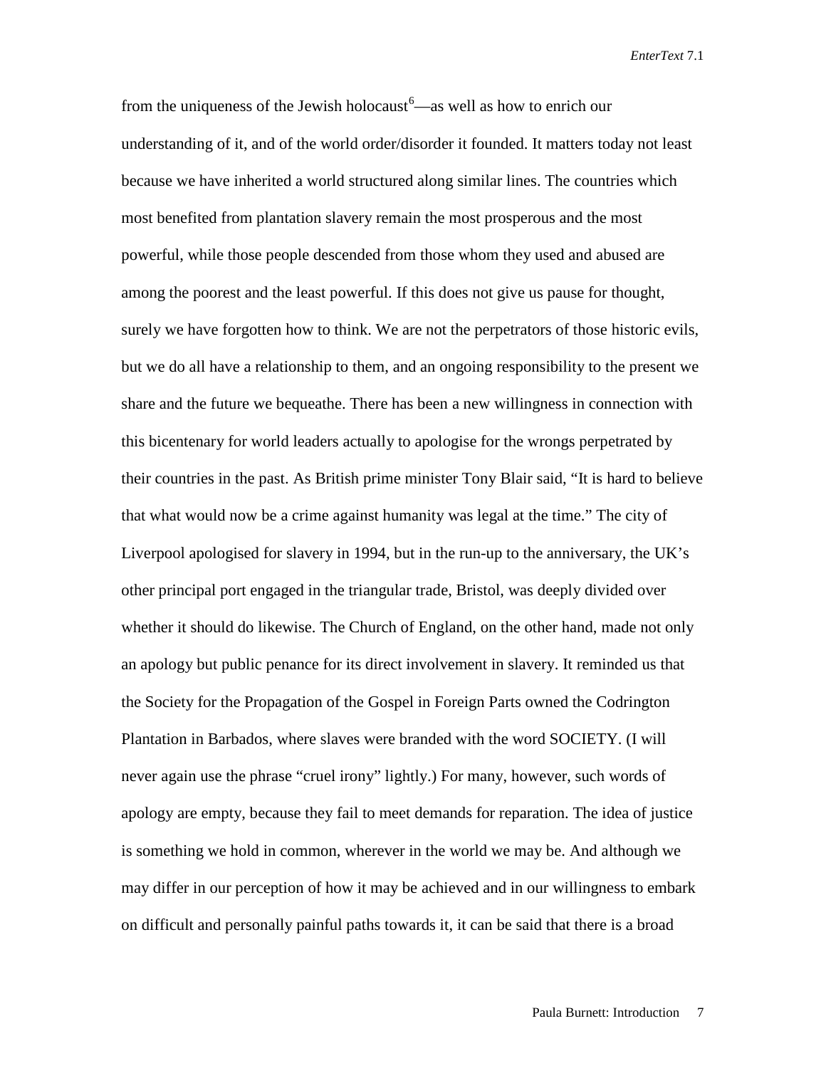from the uniqueness of the Jewish holocaust[6]—as well as how to enrich our understanding of it, and of the world order/disorder it founded. It matters today not least because we have inherited a world structured along similar lines. The countries which most benefited from plantation slavery remain the most prosperous and the most powerful, while those people descended from those whom they used and abused are among the poorest and the least powerful. If this does not give us pause for thought, surely we have forgotten how to think. We are not the perpetrators of those historic evils, but we do all have a relationship to them, and an ongoing responsibility to the present we share and the future we bequeathe. There has been a new willingness in connection with this bicentenary for world leaders actually to apologise for the wrongs perpetrated by their countries in the past. As British prime minister Tony Blair said, "It is hard to believe that what would now be a crime against humanity was legal at the time." The city of Liverpool apologised for slavery in 1994, but in the run-up to the anniversary, the UK's other principal port engaged in the triangular trade, Bristol, was deeply divided over whether it should do likewise. The Church of England, on the other hand, made not only an apology but public penance for its direct involvement in slavery. It reminded us that the Society for the Propagation of the Gospel in Foreign Parts owned the Codrington Plantation in Barbados, where slaves were branded with the word SOCIETY. (I will never again use the phrase "cruel irony" lightly.) For many, however, such words of apology are empty, because they fail to meet demands for reparation. The idea of justice is something we hold in common, wherever in the world we may be. And although we may differ in our perception of how it may be achieved and in our willingness to embark on difficult and personally painful paths towards it, it can be said that there is a broad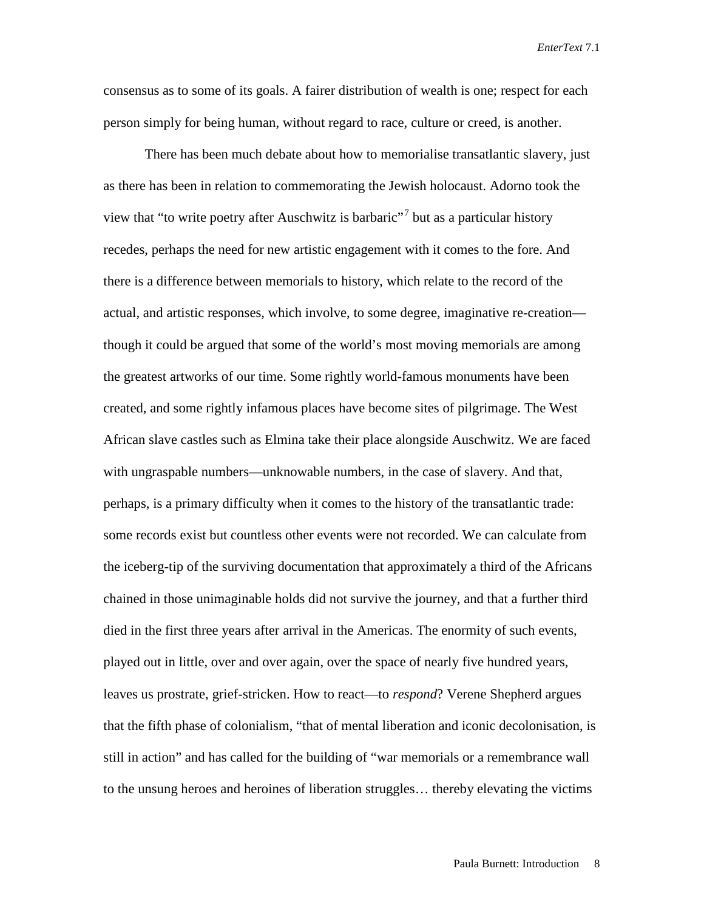consensus as to some of its goals. A fairer distribution of wealth is one; respect for each person simply for being human, without regard to race, culture or creed, is another.

There has been much debate about how to memorialise transatlantic slavery, just as there has been in relation to commemorating the Jewish holocaust. Adorno took the view that "to write poetry after Auschwitz is barbaric"[7] but as a particular history recedes, perhaps the need for new artistic engagement with it comes to the fore. And there is a difference between memorials to history, which relate to the record of the actual, and artistic responses, which involve, to some degree, imaginative re-creation—though it could be argued that some of the world's most moving memorials are among the greatest artworks of our time. Some rightly world-famous monuments have been created, and some rightly infamous places have become sites of pilgrimage. The West African slave castles such as Elmina take their place alongside Auschwitz. We are faced with ungraspable numbers—unknowable numbers, in the case of slavery. And that, perhaps, is a primary difficulty when it comes to the history of the transatlantic trade: some records exist but countless other events were not recorded. We can calculate from the iceberg-tip of the surviving documentation that approximately a third of the Africans chained in those unimaginable holds did not survive the journey, and that a further third died in the first three years after arrival in the Americas. The enormity of such events, played out in little, over and over again, over the space of nearly five hundred years, leaves us prostrate, grief-stricken. How to react—to *respond*? Verene Shepherd argues that the fifth phase of colonialism, "that of mental liberation and iconic decolonisation, is still in action" and has called for the building of "war memorials or a remembrance wall to the unsung heroes and heroines of liberation struggles… thereby elevating the victims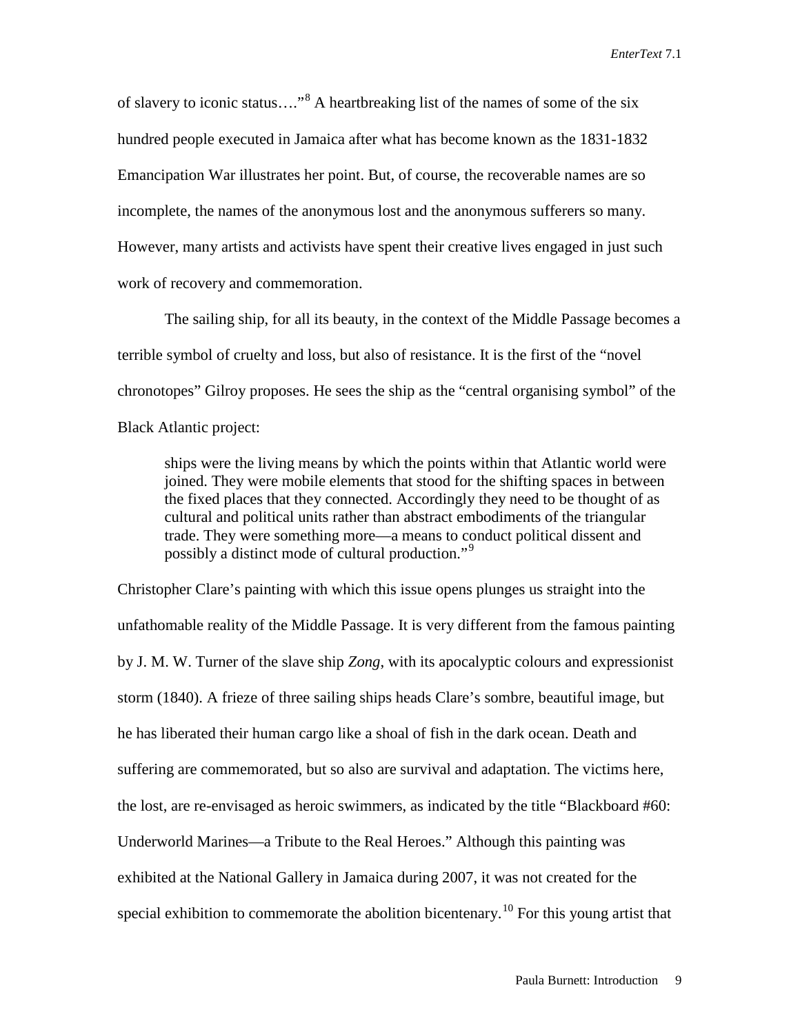of slavery to iconic status…."[8] A heartbreaking list of the names of some of the six hundred people executed in Jamaica after what has become known as the 1831-1832 Emancipation War illustrates her point. But, of course, the recoverable names are so incomplete, the names of the anonymous lost and the anonymous sufferers so many. However, many artists and activists have spent their creative lives engaged in just such work of recovery and commemoration.

The sailing ship, for all its beauty, in the context of the Middle Passage becomes a terrible symbol of cruelty and loss, but also of resistance. It is the first of the "novel chronotopes" Gilroy proposes. He sees the ship as the "central organising symbol" of the Black Atlantic project:

> ships were the living means by which the points within that Atlantic world were joined. They were mobile elements that stood for the shifting spaces in between the fixed places that they connected. Accordingly they need to be thought of as cultural and political units rather than abstract embodiments of the triangular trade. They were something more—a means to conduct political dissent and possibly a distinct mode of cultural production."[9]

Christopher Clare's painting with which this issue opens plunges us straight into the unfathomable reality of the Middle Passage. It is very different from the famous painting by J. M. W. Turner of the slave ship *Zong*, with its apocalyptic colours and expressionist storm (1840). A frieze of three sailing ships heads Clare's sombre, beautiful image, but he has liberated their human cargo like a shoal of fish in the dark ocean. Death and suffering are commemorated, but so also are survival and adaptation. The victims here, the lost, are re-envisaged as heroic swimmers, as indicated by the title "Blackboard #60: Underworld Marines—a Tribute to the Real Heroes." Although this painting was exhibited at the National Gallery in Jamaica during 2007, it was not created for the special exhibition to commemorate the abolition bicentenary.[10] For this young artist that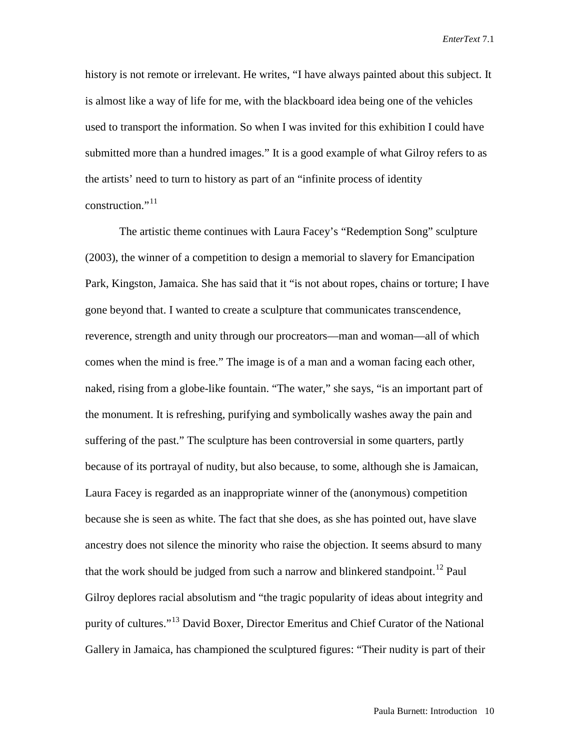history is not remote or irrelevant. He writes, "I have always painted about this subject. It is almost like a way of life for me, with the blackboard idea being one of the vehicles used to transport the information. So when I was invited for this exhibition I could have submitted more than a hundred images." It is a good example of what Gilroy refers to as the artists' need to turn to history as part of an "infinite process of identity construction."[11]

The artistic theme continues with Laura Facey's "Redemption Song" sculpture (2003), the winner of a competition to design a memorial to slavery for Emancipation Park, Kingston, Jamaica. She has said that it "is not about ropes, chains or torture; I have gone beyond that. I wanted to create a sculpture that communicates transcendence, reverence, strength and unity through our procreators—man and woman—all of which comes when the mind is free." The image is of a man and a woman facing each other, naked, rising from a globe-like fountain. "The water," she says, "is an important part of the monument. It is refreshing, purifying and symbolically washes away the pain and suffering of the past." The sculpture has been controversial in some quarters, partly because of its portrayal of nudity, but also because, to some, although she is Jamaican, Laura Facey is regarded as an inappropriate winner of the (anonymous) competition because she is seen as white. The fact that she does, as she has pointed out, have slave ancestry does not silence the minority who raise the objection. It seems absurd to many that the work should be judged from such a narrow and blinkered standpoint.[12] Paul Gilroy deplores racial absolutism and "the tragic popularity of ideas about integrity and purity of cultures."[13] David Boxer, Director Emeritus and Chief Curator of the National Gallery in Jamaica, has championed the sculptured figures: "Their nudity is part of their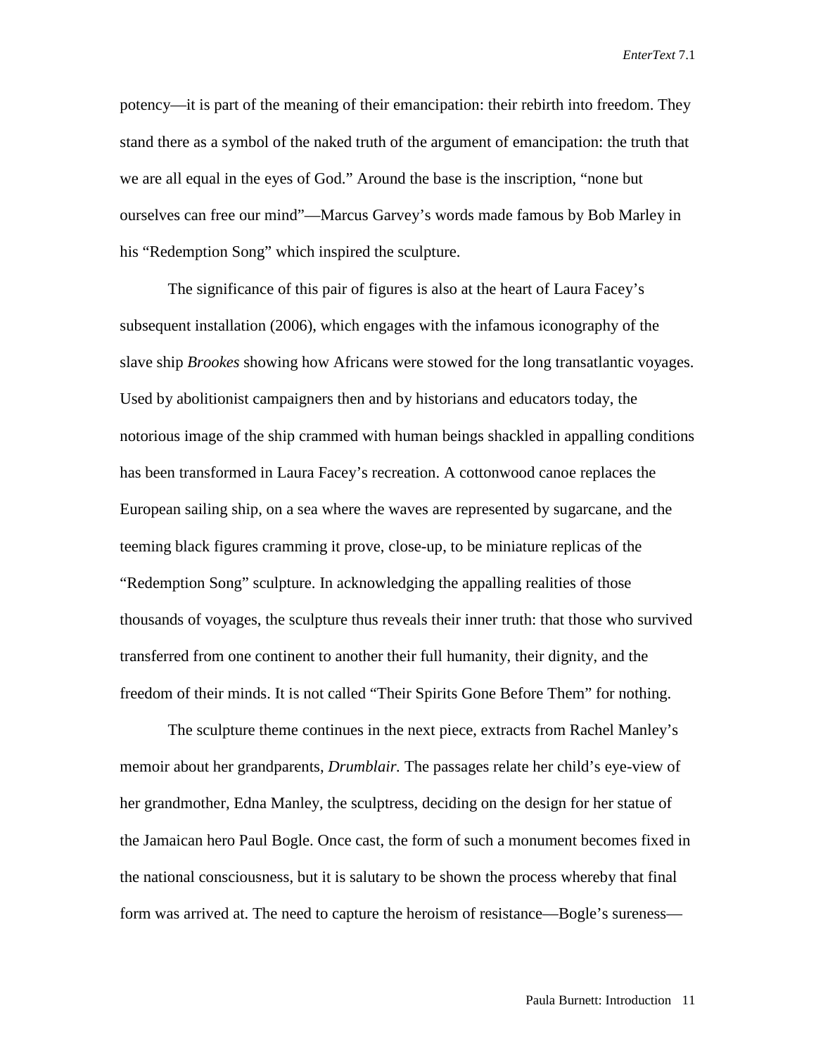potency—it is part of the meaning of their emancipation: their rebirth into freedom. They stand there as a symbol of the naked truth of the argument of emancipation: the truth that we are all equal in the eyes of God." Around the base is the inscription, "none but ourselves can free our mind"—Marcus Garvey's words made famous by Bob Marley in his "Redemption Song" which inspired the sculpture.

The significance of this pair of figures is also at the heart of Laura Facey's subsequent installation (2006), which engages with the infamous iconography of the slave ship *Brookes* showing how Africans were stowed for the long transatlantic voyages. Used by abolitionist campaigners then and by historians and educators today, the notorious image of the ship crammed with human beings shackled in appalling conditions has been transformed in Laura Facey's recreation. A cottonwood canoe replaces the European sailing ship, on a sea where the waves are represented by sugarcane, and the teeming black figures cramming it prove, close-up, to be miniature replicas of the "Redemption Song" sculpture. In acknowledging the appalling realities of those thousands of voyages, the sculpture thus reveals their inner truth: that those who survived transferred from one continent to another their full humanity, their dignity, and the freedom of their minds. It is not called "Their Spirits Gone Before Them" for nothing.

The sculpture theme continues in the next piece, extracts from Rachel Manley's memoir about her grandparents, *Drumblair.* The passages relate her child's eye-view of her grandmother, Edna Manley, the sculptress, deciding on the design for her statue of the Jamaican hero Paul Bogle. Once cast, the form of such a monument becomes fixed in the national consciousness, but it is salutary to be shown the process whereby that final form was arrived at. The need to capture the heroism of resistance—Bogle's sureness—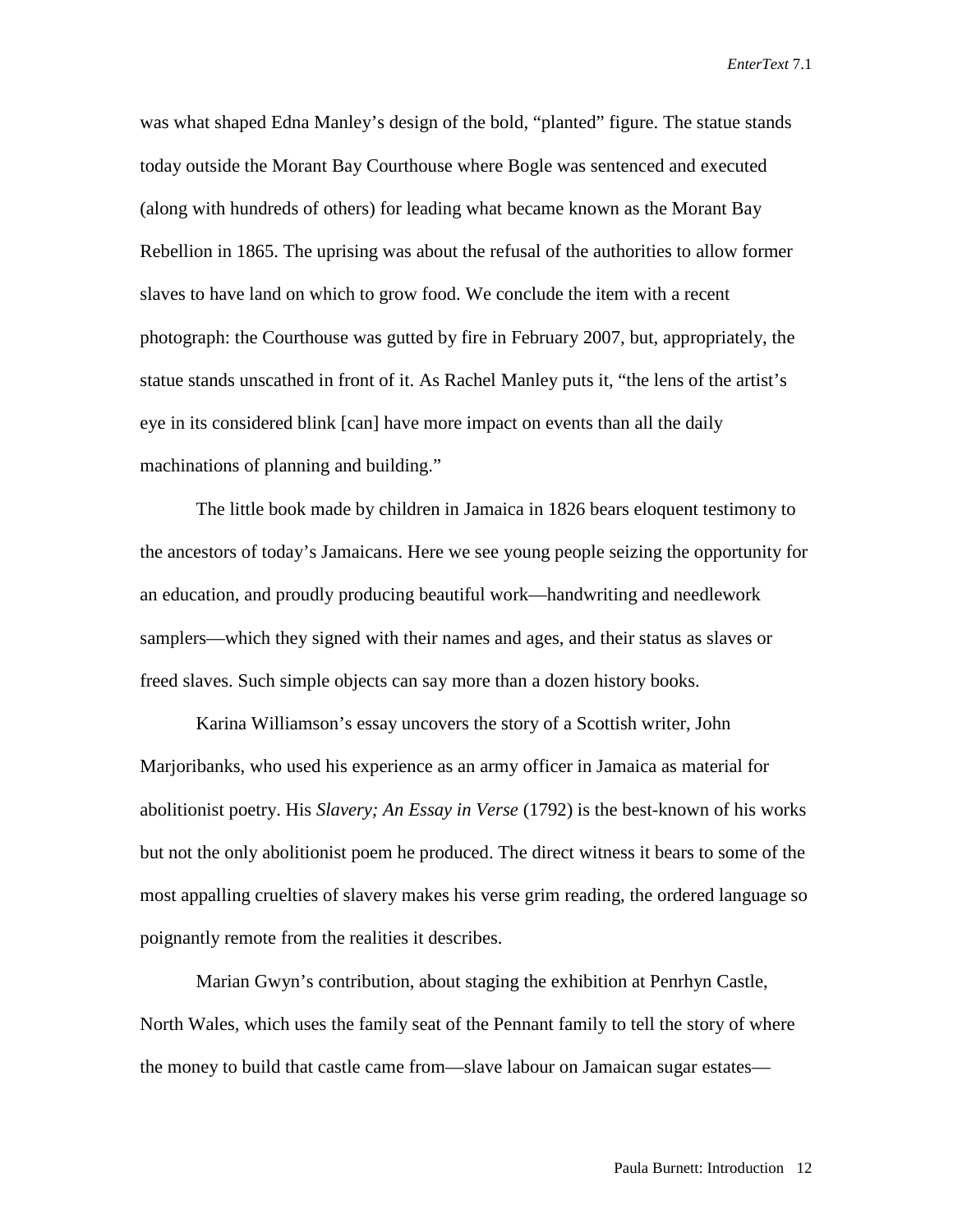was what shaped Edna Manley's design of the bold, "planted" figure. The statue stands today outside the Morant Bay Courthouse where Bogle was sentenced and executed (along with hundreds of others) for leading what became known as the Morant Bay Rebellion in 1865. The uprising was about the refusal of the authorities to allow former slaves to have land on which to grow food. We conclude the item with a recent photograph: the Courthouse was gutted by fire in February 2007, but, appropriately, the statue stands unscathed in front of it. As Rachel Manley puts it, "the lens of the artist's eye in its considered blink [can] have more impact on events than all the daily machinations of planning and building."

The little book made by children in Jamaica in 1826 bears eloquent testimony to the ancestors of today's Jamaicans. Here we see young people seizing the opportunity for an education, and proudly producing beautiful work—handwriting and needlework samplers—which they signed with their names and ages, and their status as slaves or freed slaves. Such simple objects can say more than a dozen history books.

Karina Williamson's essay uncovers the story of a Scottish writer, John Marjoribanks, who used his experience as an army officer in Jamaica as material for abolitionist poetry. His *Slavery; An Essay in Verse* (1792) is the best-known of his works but not the only abolitionist poem he produced. The direct witness it bears to some of the most appalling cruelties of slavery makes his verse grim reading, the ordered language so poignantly remote from the realities it describes.

Marian Gwyn's contribution, about staging the exhibition at Penrhyn Castle, North Wales, which uses the family seat of the Pennant family to tell the story of where the money to build that castle came from—slave labour on Jamaican sugar estates—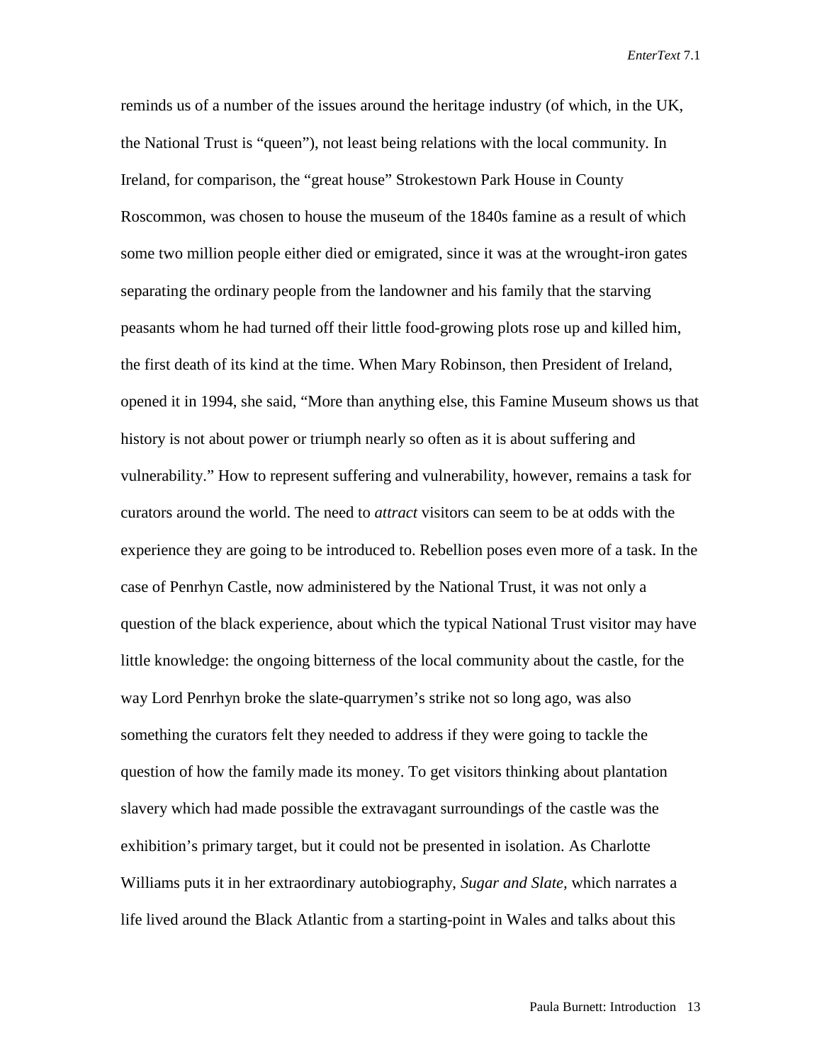reminds us of a number of the issues around the heritage industry (of which, in the UK, the National Trust is "queen"), not least being relations with the local community. In Ireland, for comparison, the "great house" Strokestown Park House in County Roscommon, was chosen to house the museum of the 1840s famine as a result of which some two million people either died or emigrated, since it was at the wrought-iron gates separating the ordinary people from the landowner and his family that the starving peasants whom he had turned off their little food-growing plots rose up and killed him, the first death of its kind at the time. When Mary Robinson, then President of Ireland, opened it in 1994, she said, "More than anything else, this Famine Museum shows us that history is not about power or triumph nearly so often as it is about suffering and vulnerability." How to represent suffering and vulnerability, however, remains a task for curators around the world. The need to *attract* visitors can seem to be at odds with the experience they are going to be introduced to. Rebellion poses even more of a task. In the case of Penrhyn Castle, now administered by the National Trust, it was not only a question of the black experience, about which the typical National Trust visitor may have little knowledge: the ongoing bitterness of the local community about the castle, for the way Lord Penrhyn broke the slate-quarrymen's strike not so long ago, was also something the curators felt they needed to address if they were going to tackle the question of how the family made its money. To get visitors thinking about plantation slavery which had made possible the extravagant surroundings of the castle was the exhibition's primary target, but it could not be presented in isolation. As Charlotte Williams puts it in her extraordinary autobiography, *Sugar and Slate*, which narrates a life lived around the Black Atlantic from a starting-point in Wales and talks about this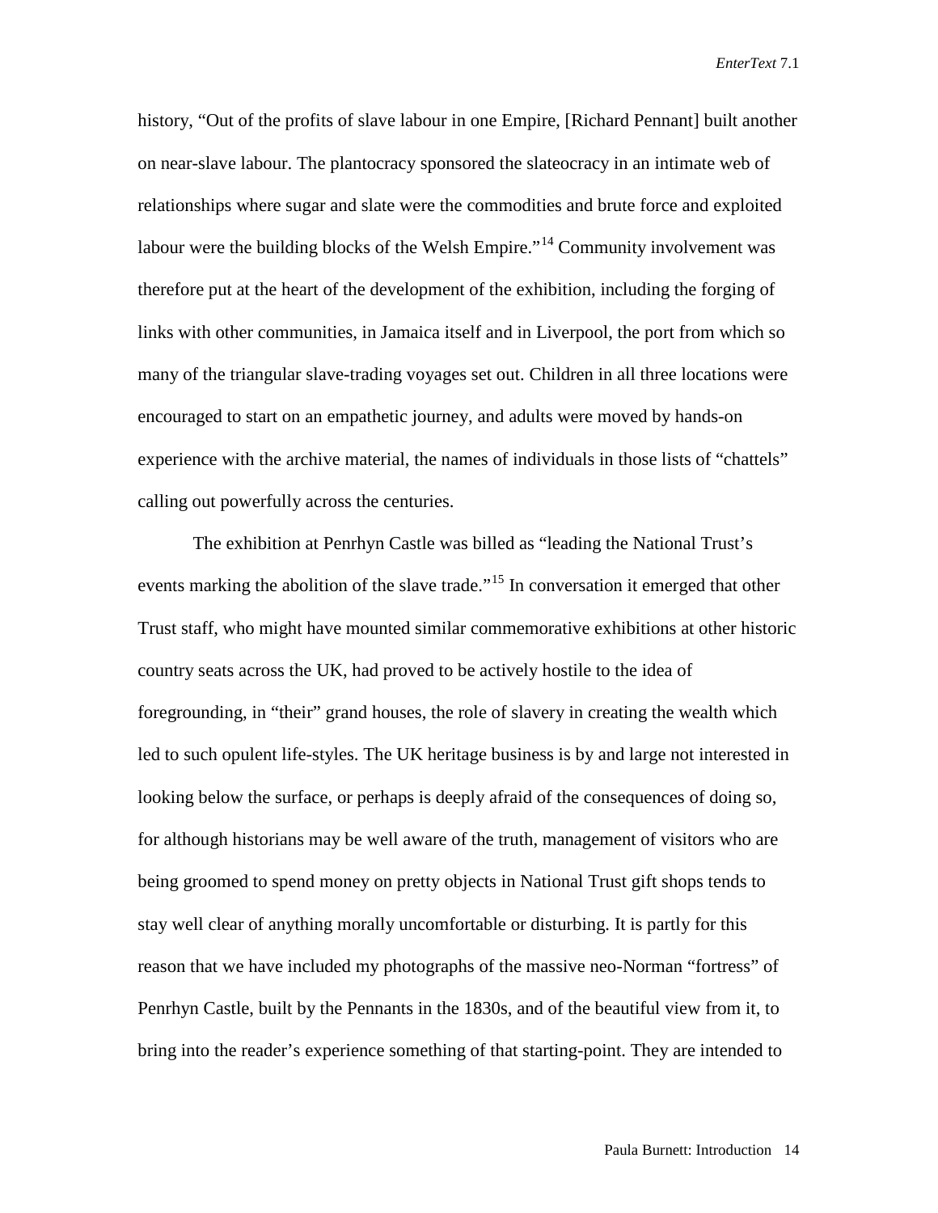history, "Out of the profits of slave labour in one Empire, [Richard Pennant] built another on near-slave labour. The plantocracy sponsored the slateocracy in an intimate web of relationships where sugar and slate were the commodities and brute force and exploited labour were the building blocks of the Welsh Empire."[14] Community involvement was therefore put at the heart of the development of the exhibition, including the forging of links with other communities, in Jamaica itself and in Liverpool, the port from which so many of the triangular slave-trading voyages set out. Children in all three locations were encouraged to start on an empathetic journey, and adults were moved by hands-on experience with the archive material, the names of individuals in those lists of "chattels" calling out powerfully across the centuries.

The exhibition at Penrhyn Castle was billed as "leading the National Trust's events marking the abolition of the slave trade."[15] In conversation it emerged that other Trust staff, who might have mounted similar commemorative exhibitions at other historic country seats across the UK, had proved to be actively hostile to the idea of foregrounding, in "their" grand houses, the role of slavery in creating the wealth which led to such opulent life-styles. The UK heritage business is by and large not interested in looking below the surface, or perhaps is deeply afraid of the consequences of doing so, for although historians may be well aware of the truth, management of visitors who are being groomed to spend money on pretty objects in National Trust gift shops tends to stay well clear of anything morally uncomfortable or disturbing. It is partly for this reason that we have included my photographs of the massive neo-Norman "fortress" of Penrhyn Castle, built by the Pennants in the 1830s, and of the beautiful view from it, to bring into the reader's experience something of that starting-point. They are intended to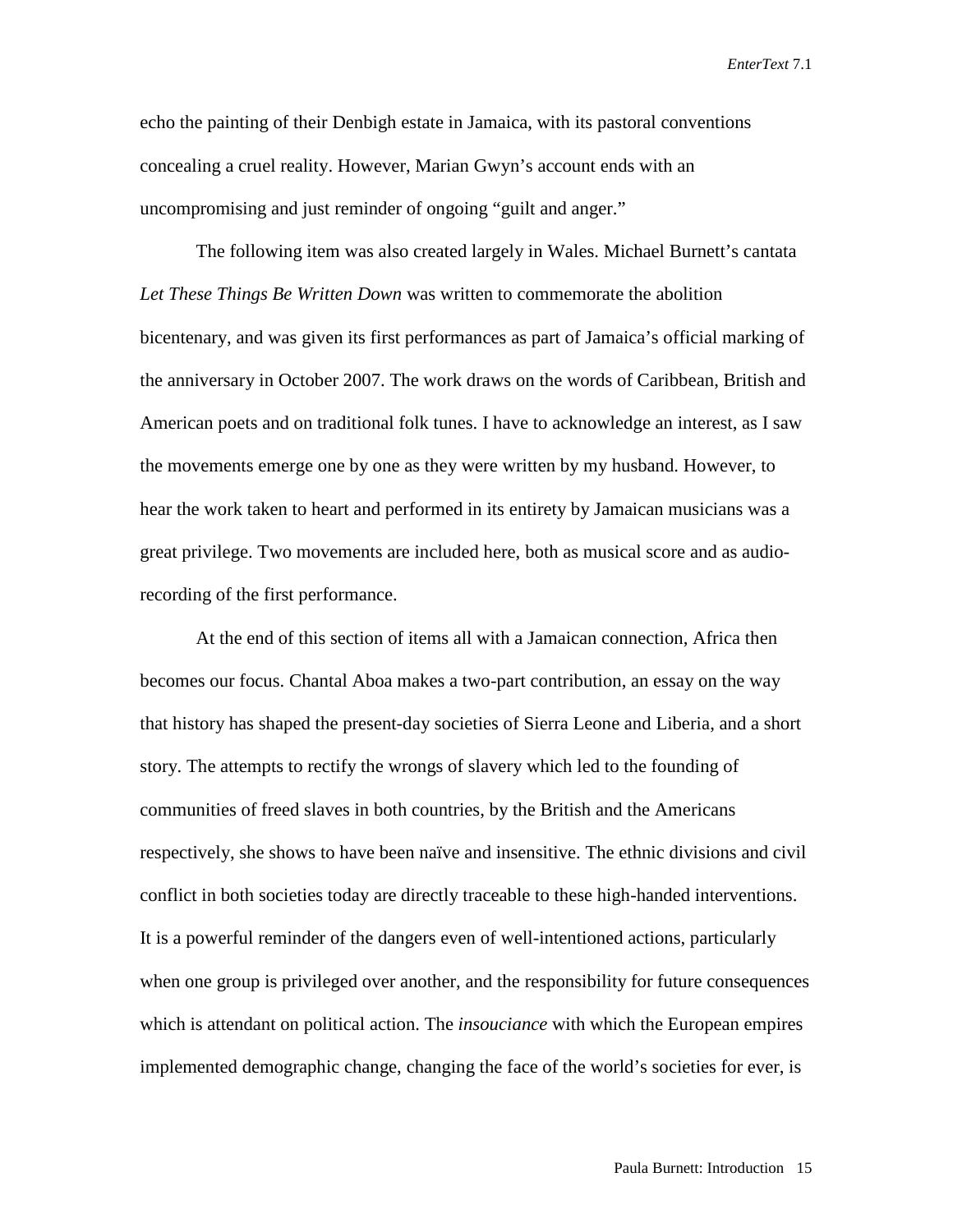echo the painting of their Denbigh estate in Jamaica, with its pastoral conventions concealing a cruel reality. However, Marian Gwyn's account ends with an uncompromising and just reminder of ongoing "guilt and anger."

The following item was also created largely in Wales. Michael Burnett's cantata *Let These Things Be Written Down* was written to commemorate the abolition bicentenary, and was given its first performances as part of Jamaica's official marking of the anniversary in October 2007. The work draws on the words of Caribbean, British and American poets and on traditional folk tunes. I have to acknowledge an interest, as I saw the movements emerge one by one as they were written by my husband. However, to hear the work taken to heart and performed in its entirety by Jamaican musicians was a great privilege. Two movements are included here, both as musical score and as audio-recording of the first performance.

At the end of this section of items all with a Jamaican connection, Africa then becomes our focus. Chantal Aboa makes a two-part contribution, an essay on the way that history has shaped the present-day societies of Sierra Leone and Liberia, and a short story. The attempts to rectify the wrongs of slavery which led to the founding of communities of freed slaves in both countries, by the British and the Americans respectively, she shows to have been naïve and insensitive. The ethnic divisions and civil conflict in both societies today are directly traceable to these high-handed interventions. It is a powerful reminder of the dangers even of well-intentioned actions, particularly when one group is privileged over another, and the responsibility for future consequences which is attendant on political action. The *insouciance* with which the European empires implemented demographic change, changing the face of the world's societies for ever, is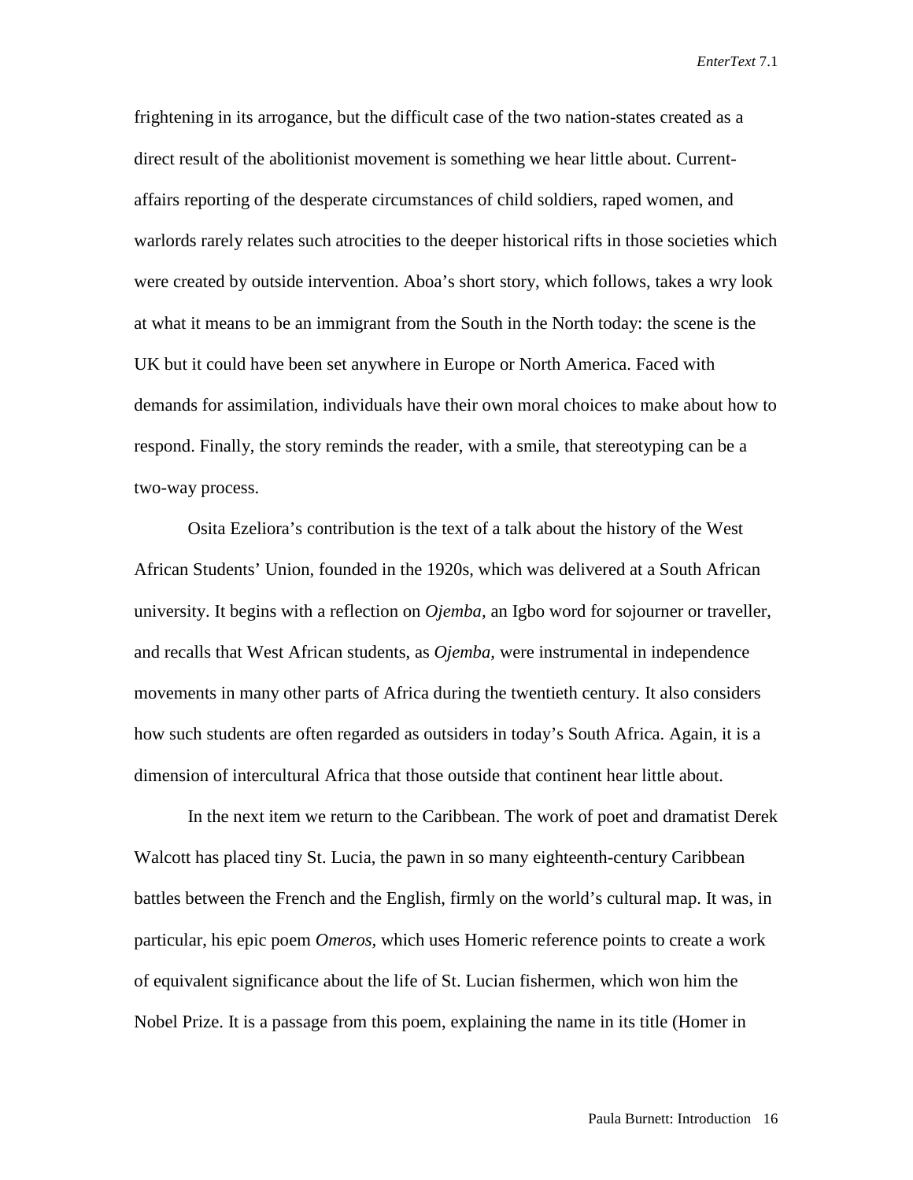frightening in its arrogance, but the difficult case of the two nation-states created as a direct result of the abolitionist movement is something we hear little about. Current-affairs reporting of the desperate circumstances of child soldiers, raped women, and warlords rarely relates such atrocities to the deeper historical rifts in those societies which were created by outside intervention. Aboa's short story, which follows, takes a wry look at what it means to be an immigrant from the South in the North today: the scene is the UK but it could have been set anywhere in Europe or North America. Faced with demands for assimilation, individuals have their own moral choices to make about how to respond. Finally, the story reminds the reader, with a smile, that stereotyping can be a two-way process.

Osita Ezeliora's contribution is the text of a talk about the history of the West African Students' Union, founded in the 1920s, which was delivered at a South African university. It begins with a reflection on *Ojemba,* an Igbo word for sojourner or traveller, and recalls that West African students, as *Ojemba,* were instrumental in independence movements in many other parts of Africa during the twentieth century. It also considers how such students are often regarded as outsiders in today's South Africa. Again, it is a dimension of intercultural Africa that those outside that continent hear little about.

In the next item we return to the Caribbean. The work of poet and dramatist Derek Walcott has placed tiny St. Lucia, the pawn in so many eighteenth-century Caribbean battles between the French and the English, firmly on the world's cultural map. It was, in particular, his epic poem *Omeros,* which uses Homeric reference points to create a work of equivalent significance about the life of St. Lucian fishermen, which won him the Nobel Prize. It is a passage from this poem, explaining the name in its title (Homer in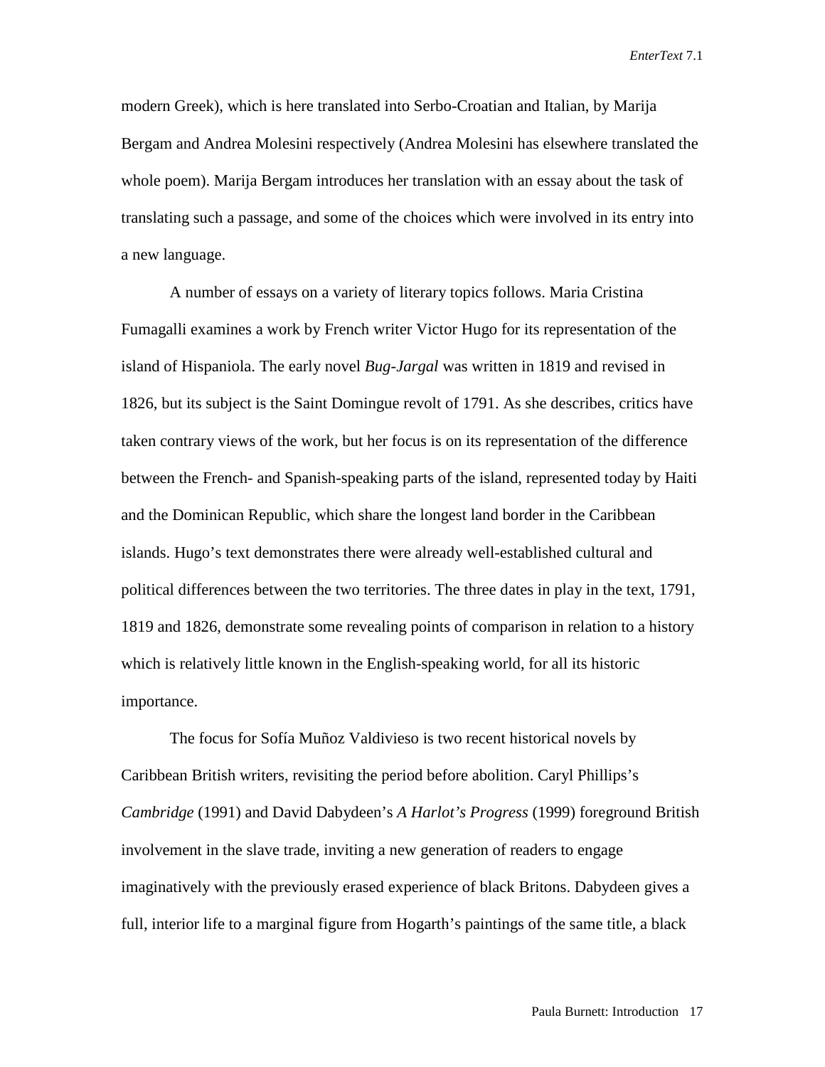modern Greek), which is here translated into Serbo-Croatian and Italian, by Marija Bergam and Andrea Molesini respectively (Andrea Molesini has elsewhere translated the whole poem). Marija Bergam introduces her translation with an essay about the task of translating such a passage, and some of the choices which were involved in its entry into a new language.

A number of essays on a variety of literary topics follows. Maria Cristina Fumagalli examines a work by French writer Victor Hugo for its representation of the island of Hispaniola. The early novel *Bug-Jargal* was written in 1819 and revised in 1826, but its subject is the Saint Domingue revolt of 1791. As she describes, critics have taken contrary views of the work, but her focus is on its representation of the difference between the French- and Spanish-speaking parts of the island, represented today by Haiti and the Dominican Republic, which share the longest land border in the Caribbean islands. Hugo's text demonstrates there were already well-established cultural and political differences between the two territories. The three dates in play in the text, 1791, 1819 and 1826, demonstrate some revealing points of comparison in relation to a history which is relatively little known in the English-speaking world, for all its historic importance.

The focus for Sofía Muñoz Valdivieso is two recent historical novels by Caribbean British writers, revisiting the period before abolition. Caryl Phillips's *Cambridge* (1991) and David Dabydeen's *A Harlot's Progress* (1999) foreground British involvement in the slave trade, inviting a new generation of readers to engage imaginatively with the previously erased experience of black Britons. Dabydeen gives a full, interior life to a marginal figure from Hogarth's paintings of the same title, a black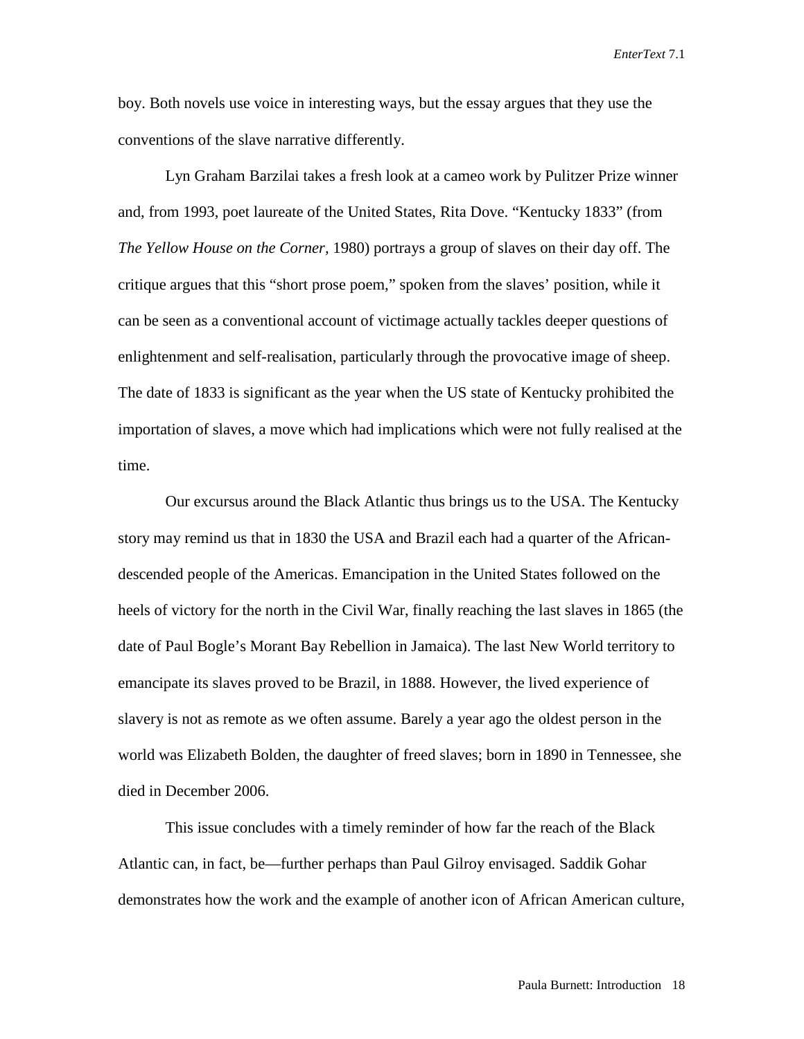boy. Both novels use voice in interesting ways, but the essay argues that they use the conventions of the slave narrative differently.

Lyn Graham Barzilai takes a fresh look at a cameo work by Pulitzer Prize winner and, from 1993, poet laureate of the United States, Rita Dove. "Kentucky 1833" (from *The Yellow House on the Corner,* 1980) portrays a group of slaves on their day off. The critique argues that this "short prose poem," spoken from the slaves' position, while it can be seen as a conventional account of victimage actually tackles deeper questions of enlightenment and self-realisation, particularly through the provocative image of sheep. The date of 1833 is significant as the year when the US state of Kentucky prohibited the importation of slaves, a move which had implications which were not fully realised at the time.

Our excursus around the Black Atlantic thus brings us to the USA. The Kentucky story may remind us that in 1830 the USA and Brazil each had a quarter of the African-descended people of the Americas. Emancipation in the United States followed on the heels of victory for the north in the Civil War, finally reaching the last slaves in 1865 (the date of Paul Bogle's Morant Bay Rebellion in Jamaica). The last New World territory to emancipate its slaves proved to be Brazil, in 1888. However, the lived experience of slavery is not as remote as we often assume. Barely a year ago the oldest person in the world was Elizabeth Bolden, the daughter of freed slaves; born in 1890 in Tennessee, she died in December 2006.

This issue concludes with a timely reminder of how far the reach of the Black Atlantic can, in fact, be—further perhaps than Paul Gilroy envisaged. Saddik Gohar demonstrates how the work and the example of another icon of African American culture,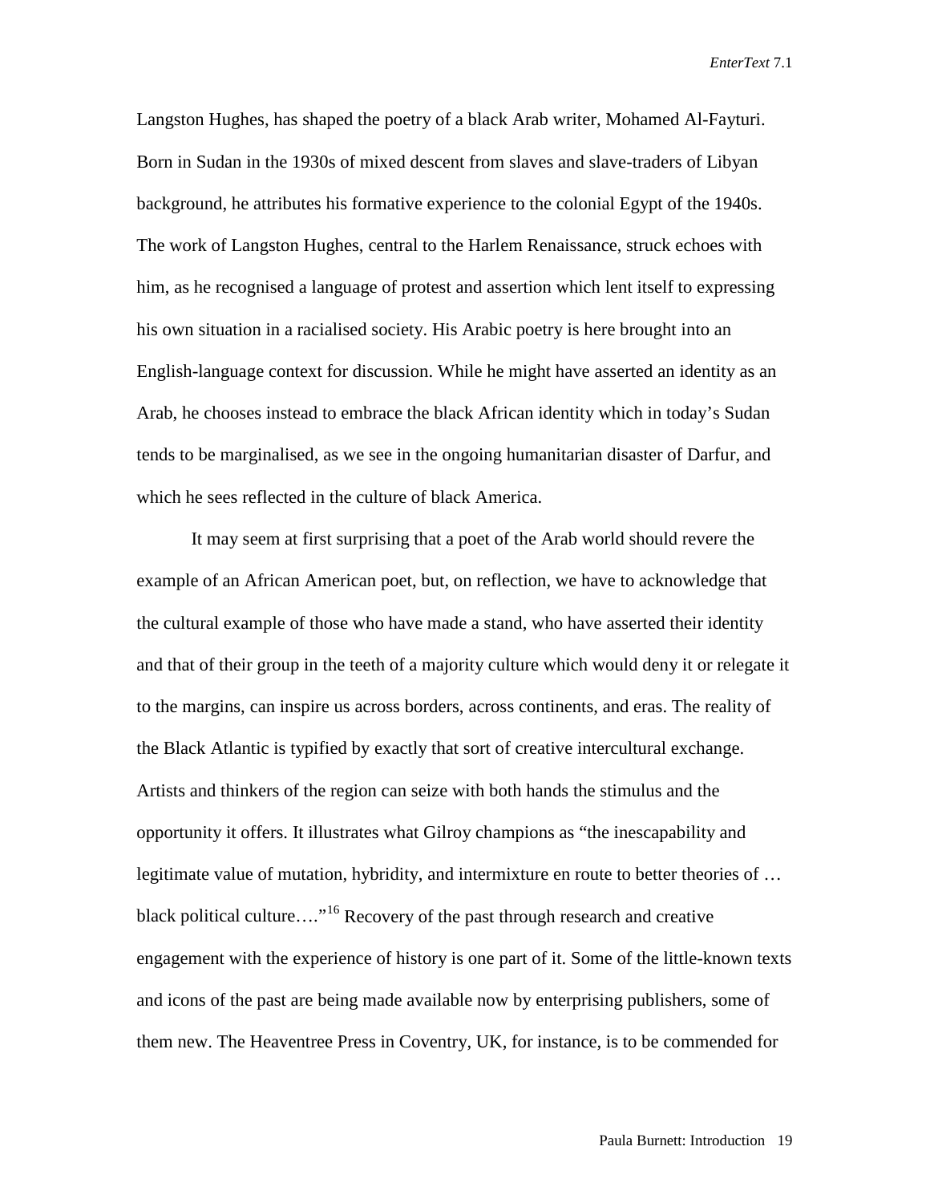Langston Hughes, has shaped the poetry of a black Arab writer, Mohamed Al-Fayturi. Born in Sudan in the 1930s of mixed descent from slaves and slave-traders of Libyan background, he attributes his formative experience to the colonial Egypt of the 1940s. The work of Langston Hughes, central to the Harlem Renaissance, struck echoes with him, as he recognised a language of protest and assertion which lent itself to expressing his own situation in a racialised society. His Arabic poetry is here brought into an English-language context for discussion. While he might have asserted an identity as an Arab, he chooses instead to embrace the black African identity which in today's Sudan tends to be marginalised, as we see in the ongoing humanitarian disaster of Darfur, and which he sees reflected in the culture of black America.

It may seem at first surprising that a poet of the Arab world should revere the example of an African American poet, but, on reflection, we have to acknowledge that the cultural example of those who have made a stand, who have asserted their identity and that of their group in the teeth of a majority culture which would deny it or relegate it to the margins, can inspire us across borders, across continents, and eras. The reality of the Black Atlantic is typified by exactly that sort of creative intercultural exchange. Artists and thinkers of the region can seize with both hands the stimulus and the opportunity it offers. It illustrates what Gilroy champions as "the inescapability and legitimate value of mutation, hybridity, and intermixture en route to better theories of … black political culture…."[16] Recovery of the past through research and creative engagement with the experience of history is one part of it. Some of the little-known texts and icons of the past are being made available now by enterprising publishers, some of them new. The Heaventree Press in Coventry, UK, for instance, is to be commended for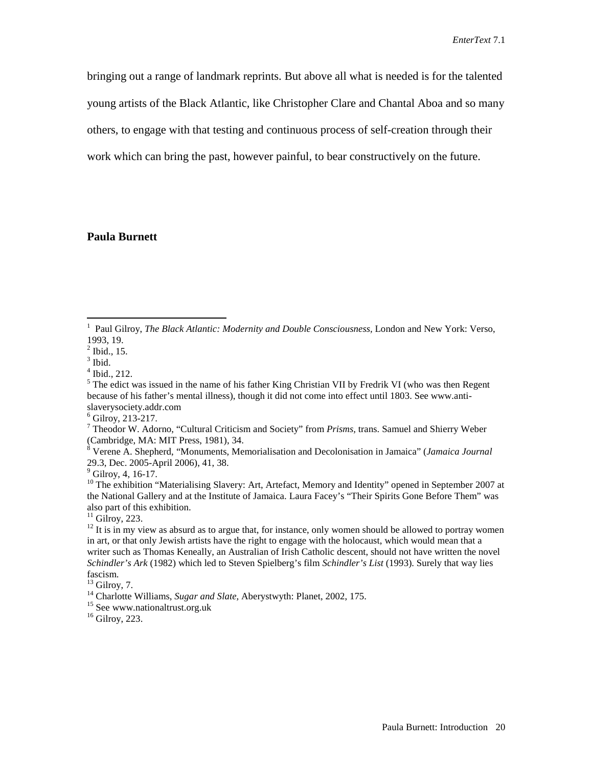bringing out a range of landmark reprints. But above all what is needed is for the talented young artists of the Black Atlantic, like Christopher Clare and Chantal Aboa and so many others, to engage with that testing and continuous process of self-creation through their work which can bring the past, however painful, to bear constructively on the future.

**Paula Burnett**

---

[1] Paul Gilroy, *The Black Atlantic: Modernity and Double Consciousness*, London and New York: Verso, 1993, 19.
[2] Ibid., 15.
[3] Ibid.
[4] Ibid., 212.
[5] The edict was issued in the name of his father King Christian VII by Fredrik VI (who was then Regent because of his father's mental illness), though it did not come into effect until 1803. See www.anti-slaverysociety.addr.com
[6] Gilroy, 213-217.
[7] Theodor W. Adorno, "Cultural Criticism and Society" from *Prisms*, trans. Samuel and Shierry Weber (Cambridge, MA: MIT Press, 1981), 34.
[8] Verene A. Shepherd, "Monuments, Memorialisation and Decolonisation in Jamaica" (*Jamaica Journal* 29.3, Dec. 2005-April 2006), 41, 38.
[9] Gilroy, 4, 16-17.
[10] The exhibition "Materialising Slavery: Art, Artefact, Memory and Identity" opened in September 2007 at the National Gallery and at the Institute of Jamaica. Laura Facey's "Their Spirits Gone Before Them" was also part of this exhibition.
[11] Gilroy, 223.
[12] It is in my view as absurd as to argue that, for instance, only women should be allowed to portray women in art, or that only Jewish artists have the right to engage with the holocaust, which would mean that a writer such as Thomas Keneally, an Australian of Irish Catholic descent, should not have written the novel *Schindler's Ark* (1982) which led to Steven Spielberg's film *Schindler's List* (1993). Surely that way lies fascism.
[13] Gilroy, 7.
[14] Charlotte Williams, *Sugar and Slate*, Aberystwyth: Planet, 2002, 175.
[15] See www.nationaltrust.org.uk
[16] Gilroy, 223.